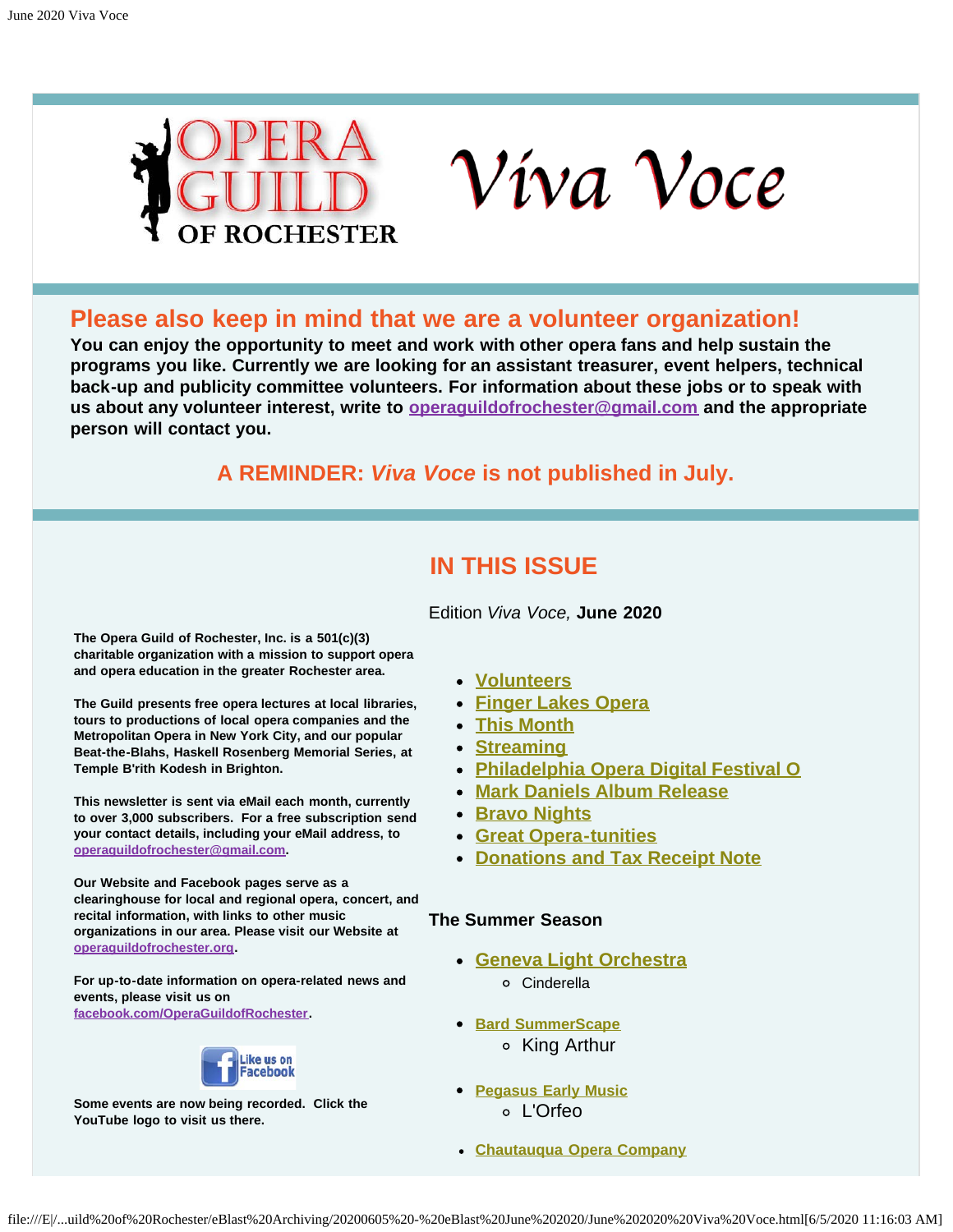# Opera Guild of Rochester — *Viva Voce*

## Please also keep in mind that we are a volunteer organization!

**You can enjoy the opportunity to meet and work with other opera fans and help sustain the programs you like. Currently we are looking for an assistant treasurer, event helpers, technical back-up and publicity committee volunteers. For information about these jobs or to speak with us about any volunteer interest, write to operaguildofrochester@gmail.com and the appropriate person will contact you.**

## A REMINDER: *Viva Voce* is not published in July.

**The Opera Guild of Rochester, Inc. is a 501(c)(3) charitable organization with a mission to support opera and opera education in the greater Rochester area.**

**The Guild presents free opera lectures at local libraries, tours to productions of local opera companies and the Metropolitan Opera in New York City, and our popular Beat-the-Blahs, Haskell Rosenberg Memorial Series, at Temple B'rith Kodesh in Brighton.**

**This newsletter is sent via eMail each month, currently to over 3,000 subscribers. For a free subscription send your contact details, including your eMail address, to operaguildofrochester@gmail.com.**

**Our Website and Facebook pages serve as a clearinghouse for local and regional opera, concert, and recital information, with links to other music organizations in our area. Please visit our Website at operaguildofrochester.org.**

**For up-to-date information on opera-related news and events, please visit us on facebook.com/OperaGuildofRochester.**

Like us on Facebook

**Some events are now being recorded. Click the YouTube logo to visit us there.**

## IN THIS ISSUE

Edition *Viva Voce,* **June 2020**

- Volunteers
- Finger Lakes Opera
- This Month
- Streaming
- Philadelphia Opera Digital Festival O
- Mark Daniels Album Release
- Bravo Nights
- Great Opera-tunities
- Donations and Tax Receipt Note

**The Summer Season**

- Geneva Light Orchestra
  - Cinderella
- Bard SummerScape
  - King Arthur
- Pegasus Early Music
  - L'Orfeo
- Chautauqua Opera Company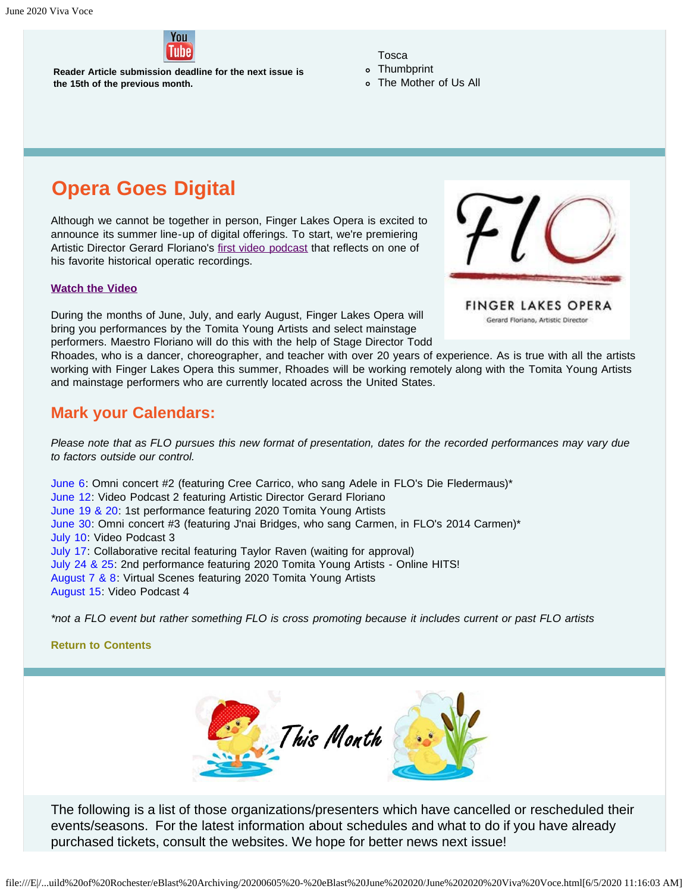Reader Article submission deadline for the next issue is the 15th of the previous month.

- Tosca
- Thumbprint
- The Mother of Us All

## Opera Goes Digital

Although we cannot be together in person, Finger Lakes Opera is excited to announce its summer line-up of digital offerings. To start, we're premiering Artistic Director Gerard Floriano's first video podcast that reflects on one of his favorite historical operatic recordings.

**Watch the Video**

FINGER LAKES OPERA
Gerard Floriano, Artistic Director

During the months of June, July, and early August, Finger Lakes Opera will bring you performances by the Tomita Young Artists and select mainstage performers. Maestro Floriano will do this with the help of Stage Director Todd Rhoades, who is a dancer, choreographer, and teacher with over 20 years of experience. As is true with all the artists working with Finger Lakes Opera this summer, Rhoades will be working remotely along with the Tomita Young Artists and mainstage performers who are currently located across the United States.

## Mark your Calendars:

*Please note that as FLO pursues this new format of presentation, dates for the recorded performances may vary due to factors outside our control.*

June 6: Omni concert #2 (featuring Cree Carrico, who sang Adele in FLO's Die Fledermaus)*
June 12: Video Podcast 2 featuring Artistic Director Gerard Floriano
June 19 & 20: 1st performance featuring 2020 Tomita Young Artists
June 30: Omni concert #3 (featuring J'nai Bridges, who sang Carmen, in FLO's 2014 Carmen)*
July 10: Video Podcast 3
July 17: Collaborative recital featuring Taylor Raven (waiting for approval)
July 24 & 25: 2nd performance featuring 2020 Tomita Young Artists - Online HITS!
August 7 & 8: Virtual Scenes featuring 2020 Tomita Young Artists
August 15: Video Podcast 4

*\*not a FLO event but rather something FLO is cross promoting because it includes current or past FLO artists*

**Return to Contents**

This Month

The following is a list of those organizations/presenters which have cancelled or rescheduled their events/seasons. For the latest information about schedules and what to do if you have already purchased tickets, consult the websites. We hope for better news next issue!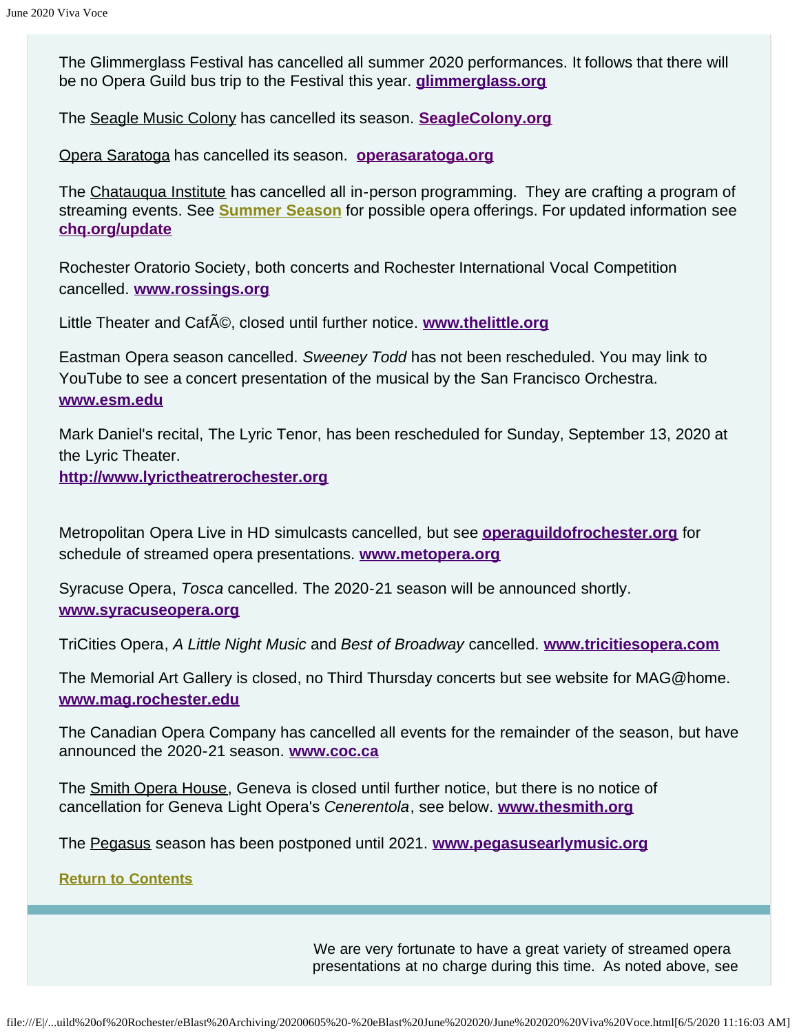The Glimmerglass Festival has cancelled all summer 2020 performances. It follows that there will be no Opera Guild bus trip to the Festival this year. **glimmerglass.org**

The Seagle Music Colony has cancelled its season. **SeagleColony.org**

Opera Saratoga has cancelled its season. **operasaratoga.org**

The Chatauqua Institute has cancelled all in-person programming. They are crafting a program of streaming events. See **Summer Season** for possible opera offerings. For updated information see **chq.org/update**

Rochester Oratorio Society, both concerts and Rochester International Vocal Competition cancelled. **www.rossings.org**

Little Theater and CafÃ©, closed until further notice. **www.thelittle.org**

Eastman Opera season cancelled. *Sweeney Todd* has not been rescheduled. You may link to YouTube to see a concert presentation of the musical by the San Francisco Orchestra. **www.esm.edu**

Mark Daniel's recital, The Lyric Tenor, has been rescheduled for Sunday, September 13, 2020 at the Lyric Theater. **http://www.lyrictheatrerochester.org**

Metropolitan Opera Live in HD simulcasts cancelled, but see **operaguildofrochester.org** for schedule of streamed opera presentations. **www.metopera.org**

Syracuse Opera, *Tosca* cancelled. The 2020-21 season will be announced shortly. **www.syracuseopera.org**

TriCities Opera, *A Little Night Music* and *Best of Broadway* cancelled. **www.tricitiesopera.com**

The Memorial Art Gallery is closed, no Third Thursday concerts but see website for MAG@home. **www.mag.rochester.edu**

The Canadian Opera Company has cancelled all events for the remainder of the season, but have announced the 2020-21 season. **www.coc.ca**

The Smith Opera House, Geneva is closed until further notice, but there is no notice of cancellation for Geneva Light Opera's *Cenerentola*, see below. **www.thesmith.org**

The Pegasus season has been postponed until 2021. **www.pegasusearlymusic.org**

**Return to Contents**

---

We are very fortunate to have a great variety of streamed opera presentations at no charge during this time. As noted above, see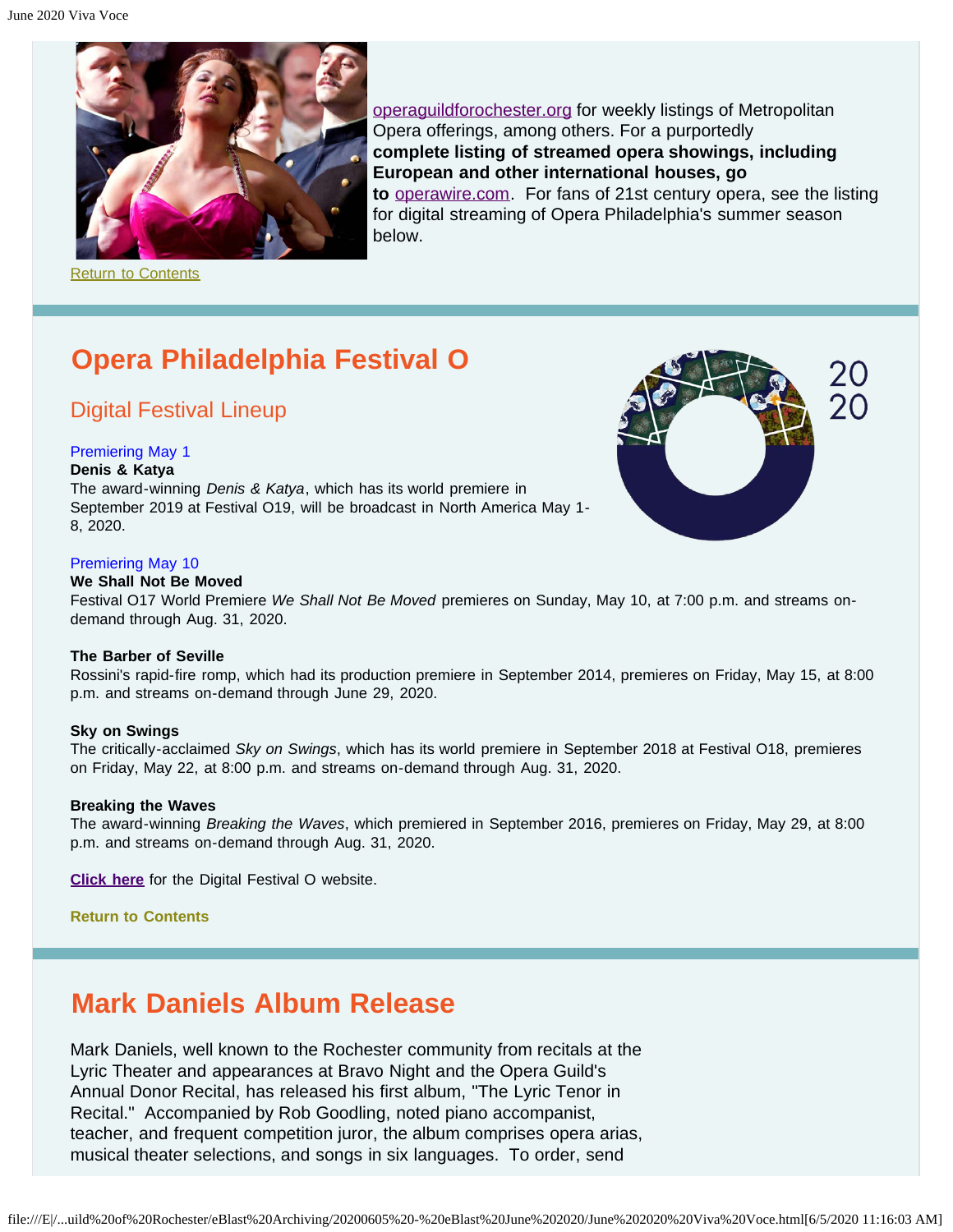operaguildforochester.org for weekly listings of Metropolitan Opera offerings, among others. For a purportedly **complete listing of streamed opera showings, including European and other international houses, go to** operawire.com. For fans of 21st century opera, see the listing for digital streaming of Opera Philadelphia's summer season below.

Return to Contents

# Opera Philadelphia Festival O

## Digital Festival Lineup

Premiering May 1

**Denis & Katya**

The award-winning *Denis & Katya*, which has its world premiere in September 2019 at Festival O19, will be broadcast in North America May 1-8, 2020.

Premiering May 10

**We Shall Not Be Moved**

Festival O17 World Premiere *We Shall Not Be Moved* premieres on Sunday, May 10, at 7:00 p.m. and streams on-demand through Aug. 31, 2020.

**The Barber of Seville**

Rossini's rapid-fire romp, which had its production premiere in September 2014, premieres on Friday, May 15, at 8:00 p.m. and streams on-demand through June 29, 2020.

**Sky on Swings**

The critically-acclaimed *Sky on Swings*, which has its world premiere in September 2018 at Festival O18, premieres on Friday, May 22, at 8:00 p.m. and streams on-demand through Aug. 31, 2020.

**Breaking the Waves**

The award-winning *Breaking the Waves*, which premiered in September 2016, premieres on Friday, May 29, at 8:00 p.m. and streams on-demand through Aug. 31, 2020.

**Click here** for the Digital Festival O website.

**Return to Contents**

# Mark Daniels Album Release

Mark Daniels, well known to the Rochester community from recitals at the Lyric Theater and appearances at Bravo Night and the Opera Guild's Annual Donor Recital, has released his first album, "The Lyric Tenor in Recital." Accompanied by Rob Goodling, noted piano accompanist, teacher, and frequent competition juror, the album comprises opera arias, musical theater selections, and songs in six languages. To order, send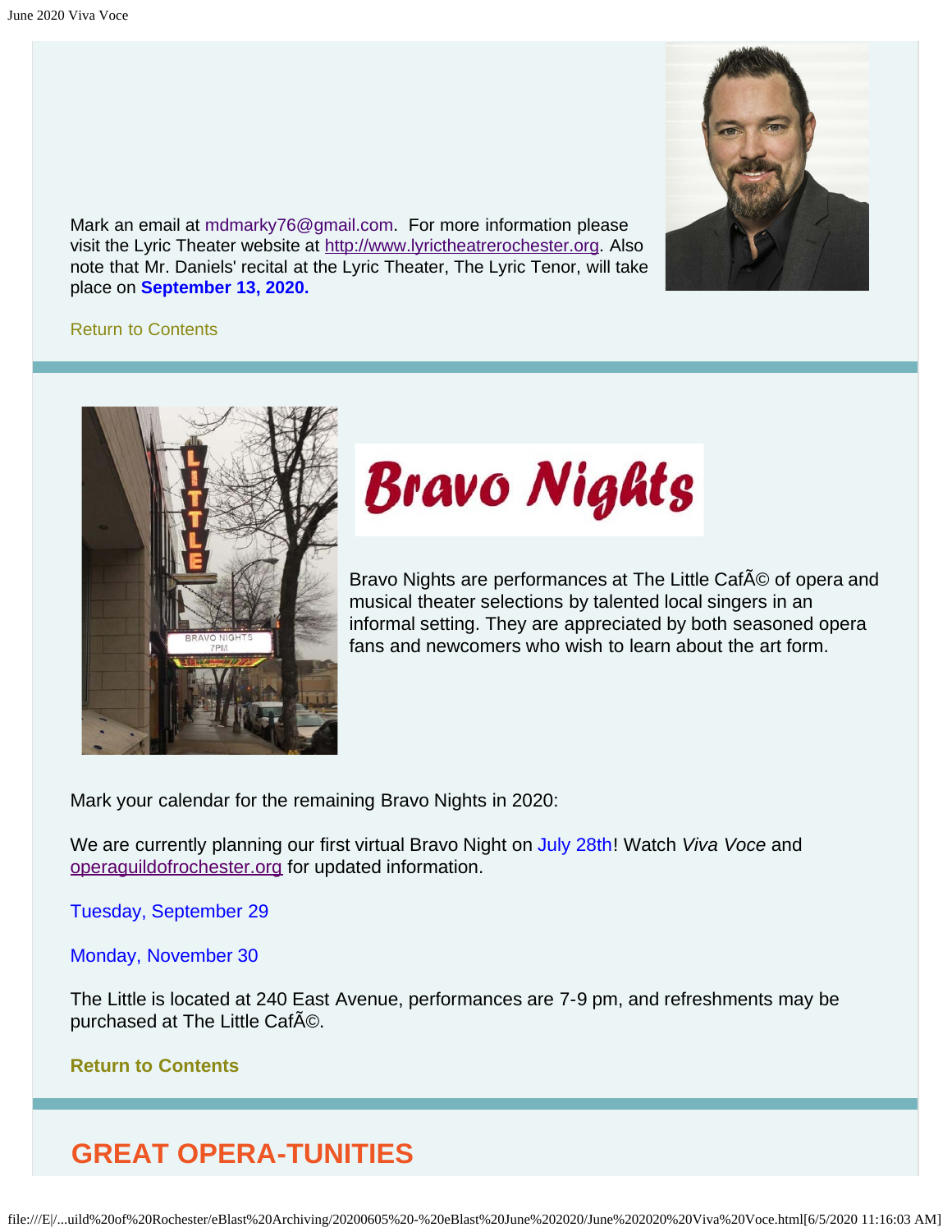Mark an email at mdmarky76@gmail.com. For more information please visit the Lyric Theater website at http://www.lyrictheatrerochester.org. Also note that Mr. Daniels' recital at the Lyric Theater, The Lyric Tenor, will take place on **September 13, 2020.**

Return to Contents

# Bravo Nights

Bravo Nights are performances at The Little CafÃ© of opera and musical theater selections by talented local singers in an informal setting. They are appreciated by both seasoned opera fans and newcomers who wish to learn about the art form.

Mark your calendar for the remaining Bravo Nights in 2020:

We are currently planning our first virtual Bravo Night on July 28th! Watch *Viva Voce* and operaguildofrochester.org for updated information.

Tuesday, September 29

Monday, November 30

The Little is located at 240 East Avenue, performances are 7-9 pm, and refreshments may be purchased at The Little CafÃ©.

**Return to Contents**

## GREAT OPERA-TUNITIES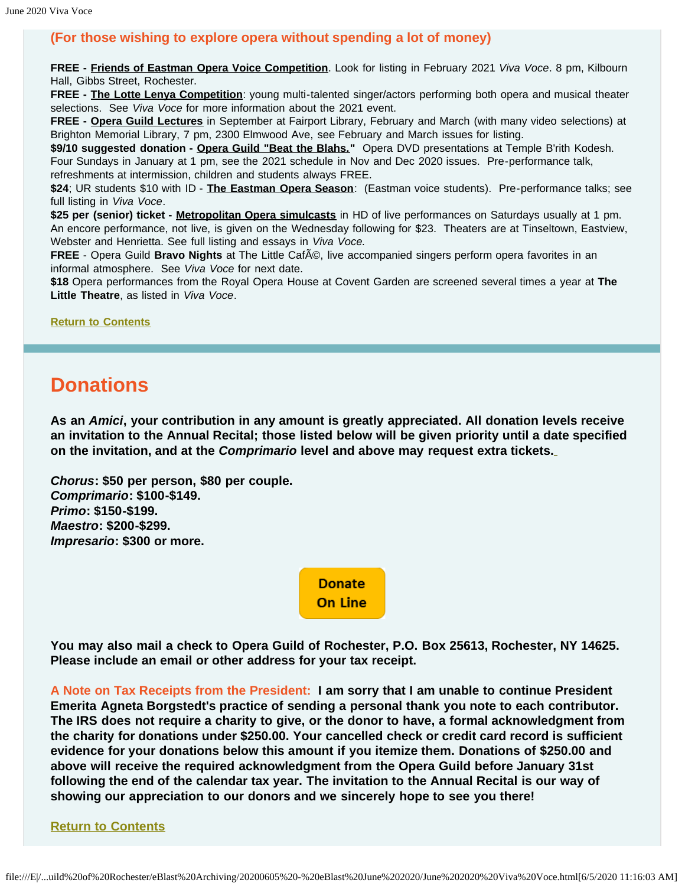**(For those wishing to explore opera without spending a lot of money)**

**FREE - Friends of Eastman Opera Voice Competition**. Look for listing in February 2021 *Viva Voce*. 8 pm, Kilbourn Hall, Gibbs Street, Rochester.
**FREE - The Lotte Lenya Competition**: young multi-talented singer/actors performing both opera and musical theater selections. See *Viva Voce* for more information about the 2021 event.
**FREE - Opera Guild Lectures** in September at Fairport Library, February and March (with many video selections) at Brighton Memorial Library, 7 pm, 2300 Elmwood Ave, see February and March issues for listing.
**$9/10 suggested donation - Opera Guild "Beat the Blahs."** Opera DVD presentations at Temple B'rith Kodesh. Four Sundays in January at 1 pm, see the 2021 schedule in Nov and Dec 2020 issues. Pre-performance talk, refreshments at intermission, children and students always FREE.
**$24**; UR students $10 with ID - **The Eastman Opera Season**: (Eastman voice students). Pre-performance talks; see full listing in *Viva Voce*.
**$25 per (senior) ticket - Metropolitan Opera simulcasts** in HD of live performances on Saturdays usually at 1 pm. An encore performance, not live, is given on the Wednesday following for $23. Theaters are at Tinseltown, Eastview, Webster and Henrietta. See full listing and essays in *Viva Voce.*
**FREE** - Opera Guild **Bravo Nights** at The Little CafÃ©, live accompanied singers perform opera favorites in an informal atmosphere. See *Viva Voce* for next date.
**$18** Opera performances from the Royal Opera House at Covent Garden are screened several times a year at **The Little Theatre**, as listed in *Viva Voce*.

Return to Contents

## Donations

**As an *Amici*, your contribution in any amount is greatly appreciated. All donation levels receive an invitation to the Annual Recital; those listed below will be given priority until a date specified on the invitation, and at the *Comprimario* level and above may request extra tickets.**

***Chorus*: $50 per person, $80 per couple.**
***Comprimario*: $100-$149.**
***Primo*: $150-$199.**
***Maestro*: $200-$299.**
***Impresario*: $300 or more.**

Donate On Line

**You may also mail a check to Opera Guild of Rochester, P.O. Box 25613, Rochester, NY 14625. Please include an email or other address for your tax receipt.**

A Note on Tax Receipts from the President: **I am sorry that I am unable to continue President Emerita Agneta Borgstedt's practice of sending a personal thank you note to each contributor. The IRS does not require a charity to give, or the donor to have, a formal acknowledgment from the charity for donations under $250.00. Your cancelled check or credit card record is sufficient evidence for your donations below this amount if you itemize them. Donations of $250.00 and above will receive the required acknowledgment from the Opera Guild before January 31st following the end of the calendar tax year. The invitation to the Annual Recital is our way of showing our appreciation to our donors and we sincerely hope to see you there!**

Return to Contents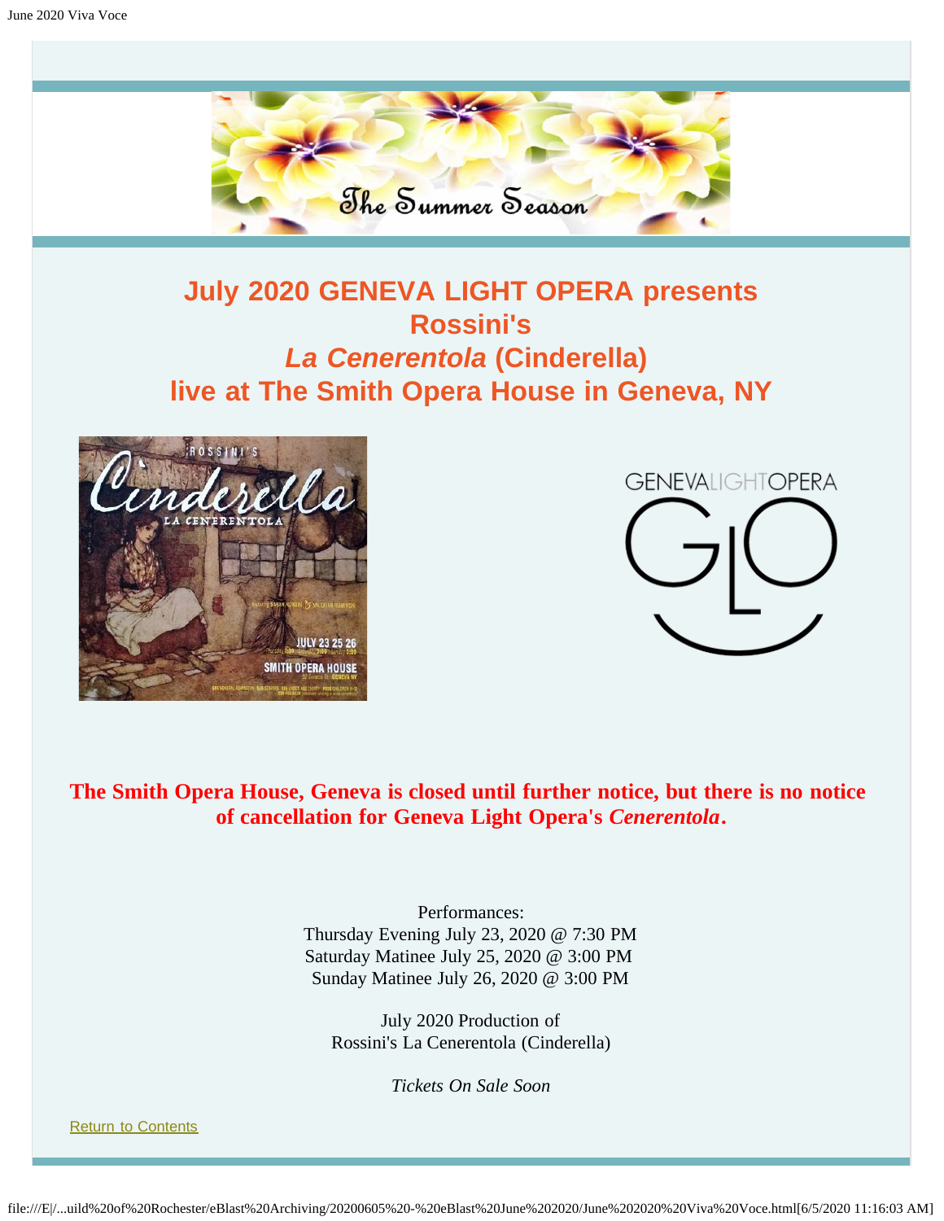# July 2020 GENEVA LIGHT OPERA presents Rossini's *La Cenerentola* (Cinderella) live at The Smith Opera House in Geneva, NY

**The Smith Opera House, Geneva is closed until further notice, but there is no notice of cancellation for Geneva Light Opera's *Cenerentola*.**

Performances:
Thursday Evening July 23, 2020 @ 7:30 PM
Saturday Matinee July 25, 2020 @ 3:00 PM
Sunday Matinee July 26, 2020 @ 3:00 PM

July 2020 Production of
Rossini's La Cenerentola (Cinderella)

*Tickets On Sale Soon*

Return to Contents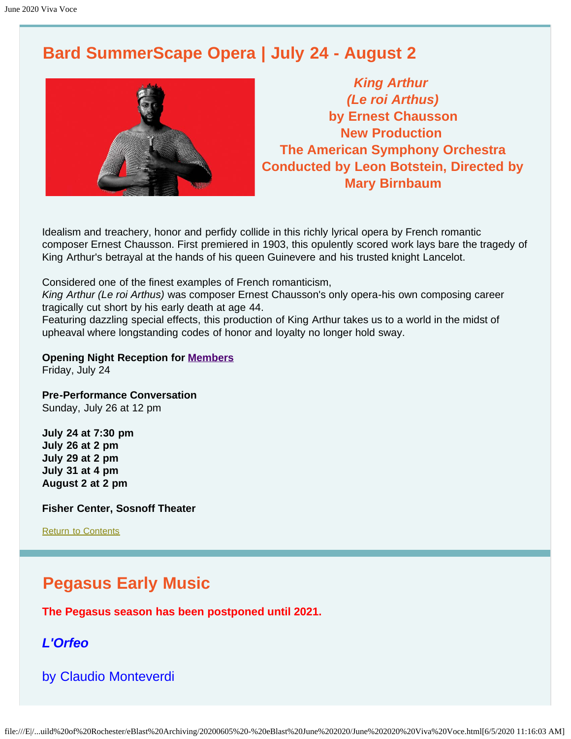## Bard SummerScape Opera | July 24 - August 2

***King Arthur***
***(Le roi Arthus)***
**by Ernest Chausson**
**New Production**
**The American Symphony Orchestra**
**Conducted by Leon Botstein, Directed by Mary Birnbaum**

Idealism and treachery, honor and perfidy collide in this richly lyrical opera by French romantic composer Ernest Chausson. First premiered in 1903, this opulently scored work lays bare the tragedy of King Arthur's betrayal at the hands of his queen Guinevere and his trusted knight Lancelot.

Considered one of the finest examples of French romanticism, *King Arthur (Le roi Arthus)* was composer Ernest Chausson's only opera-his own composing career tragically cut short by his early death at age 44.
Featuring dazzling special effects, this production of King Arthur takes us to a world in the midst of upheaval where longstanding codes of honor and loyalty no longer hold sway.

**Opening Night Reception for Members**
Friday, July 24

**Pre-Performance Conversation**
Sunday, July 26 at 12 pm

**July 24 at 7:30 pm**
**July 26 at 2 pm**
**July 29 at 2 pm**
**July 31 at 4 pm**
**August 2 at 2 pm**

**Fisher Center, Sosnoff Theater**

Return to Contents

## Pegasus Early Music

**The Pegasus season has been postponed until 2021.**

### *L'Orfeo*

### by Claudio Monteverdi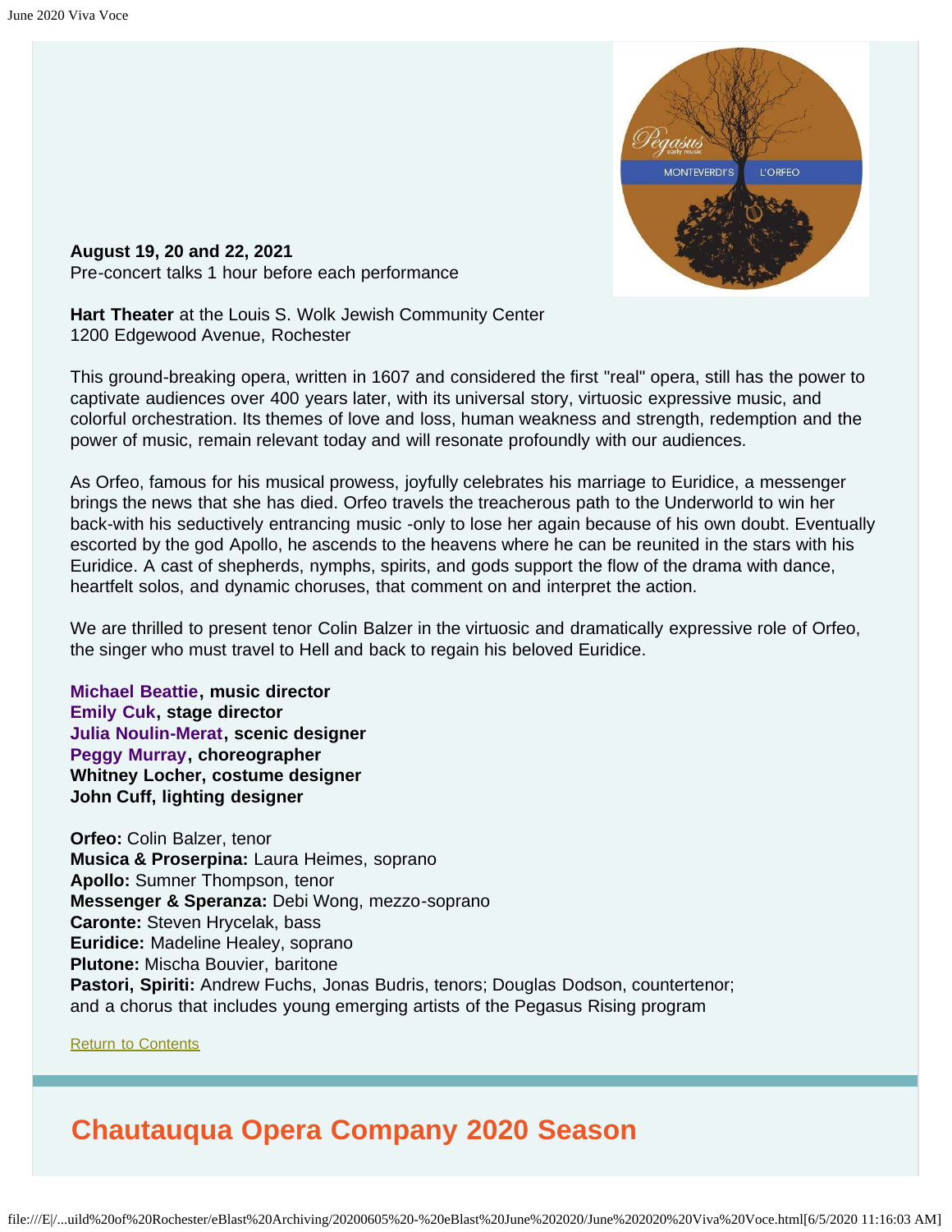**August 19, 20 and 22, 2021**
Pre-concert talks 1 hour before each performance

**Hart Theater** at the Louis S. Wolk Jewish Community Center
1200 Edgewood Avenue, Rochester

This ground-breaking opera, written in 1607 and considered the first "real" opera, still has the power to captivate audiences over 400 years later, with its universal story, virtuosic expressive music, and colorful orchestration. Its themes of love and loss, human weakness and strength, redemption and the power of music, remain relevant today and will resonate profoundly with our audiences.

As Orfeo, famous for his musical prowess, joyfully celebrates his marriage to Euridice, a messenger brings the news that she has died. Orfeo travels the treacherous path to the Underworld to win her back-with his seductively entrancing music -only to lose her again because of his own doubt. Eventually escorted by the god Apollo, he ascends to the heavens where he can be reunited in the stars with his Euridice. A cast of shepherds, nymphs, spirits, and gods support the flow of the drama with dance, heartfelt solos, and dynamic choruses, that comment on and interpret the action.

We are thrilled to present tenor Colin Balzer in the virtuosic and dramatically expressive role of Orfeo, the singer who must travel to Hell and back to regain his beloved Euridice.

**Michael Beattie, music director**
**Emily Cuk, stage director**
**Julia Noulin-Merat, scenic designer**
**Peggy Murray, choreographer**
**Whitney Locher, costume designer**
**John Cuff, lighting designer**

**Orfeo:** Colin Balzer, tenor
**Musica & Proserpina:** Laura Heimes, soprano
**Apollo:** Sumner Thompson, tenor
**Messenger & Speranza:** Debi Wong, mezzo-soprano
**Caronte:** Steven Hrycelak, bass
**Euridice:** Madeline Healey, soprano
**Plutone:** Mischa Bouvier, baritone
**Pastori, Spiriti:** Andrew Fuchs, Jonas Budris, tenors; Douglas Dodson, countertenor; and a chorus that includes young emerging artists of the Pegasus Rising program

Return to Contents

## Chautauqua Opera Company 2020 Season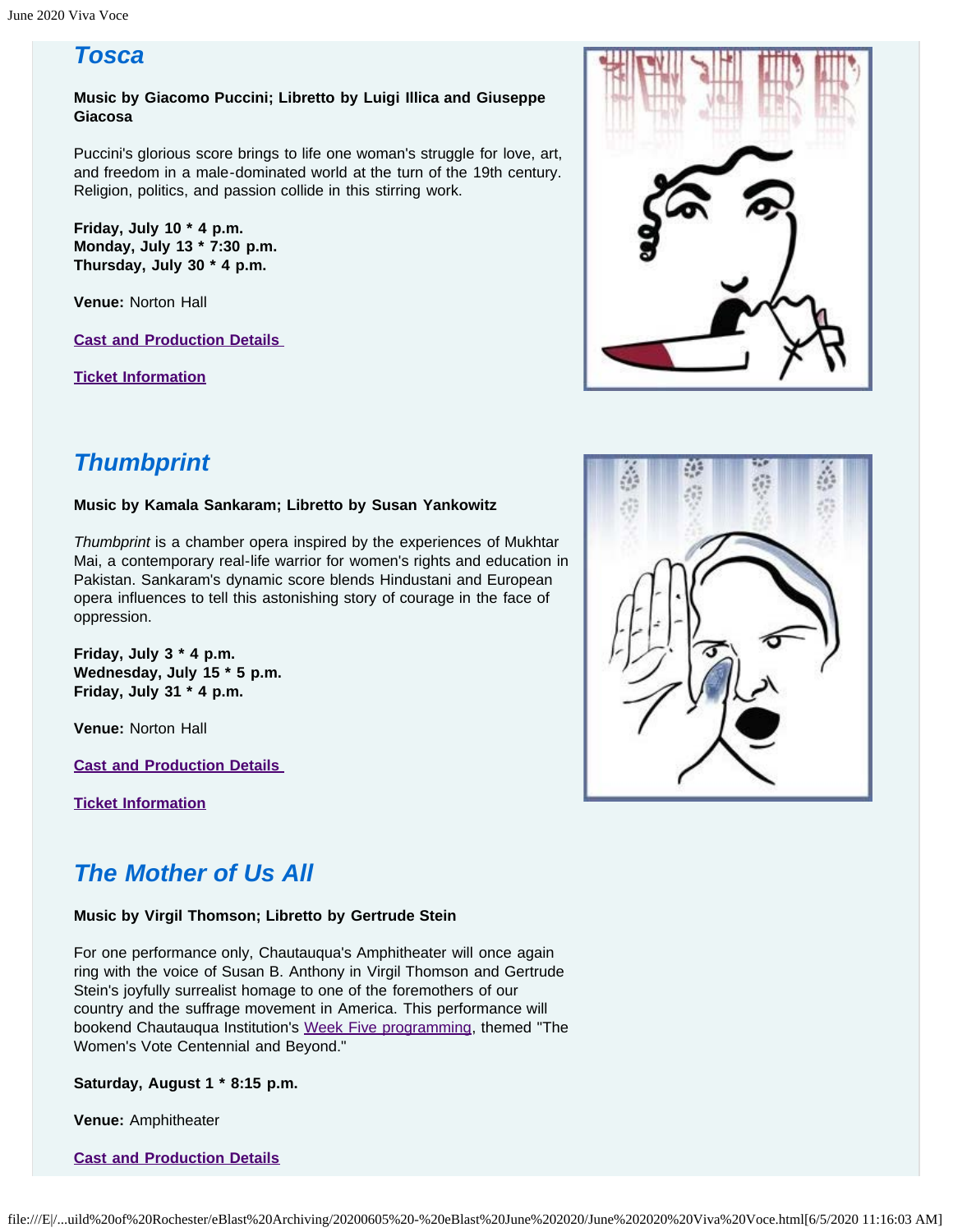## *Tosca*

**Music by Giacomo Puccini; Libretto by Luigi Illica and Giuseppe Giacosa**

Puccini's glorious score brings to life one woman's struggle for love, art, and freedom in a male-dominated world at the turn of the 19th century. Religion, politics, and passion collide in this stirring work.

**Friday, July 10 * 4 p.m.**
**Monday, July 13 * 7:30 p.m.**
**Thursday, July 30 * 4 p.m.**

**Venue:** Norton Hall

**Cast and Production Details**

**Ticket Information**

## *Thumbprint*

**Music by Kamala Sankaram; Libretto by Susan Yankowitz**

*Thumbprint* is a chamber opera inspired by the experiences of Mukhtar Mai, a contemporary real-life warrior for women's rights and education in Pakistan. Sankaram's dynamic score blends Hindustani and European opera influences to tell this astonishing story of courage in the face of oppression.

**Friday, July 3 * 4 p.m.**
**Wednesday, July 15 * 5 p.m.**
**Friday, July 31 * 4 p.m.**

**Venue:** Norton Hall

**Cast and Production Details**

**Ticket Information**

## *The Mother of Us All*

**Music by Virgil Thomson; Libretto by Gertrude Stein**

For one performance only, Chautauqua's Amphitheater will once again ring with the voice of Susan B. Anthony in Virgil Thomson and Gertrude Stein's joyfully surrealist homage to one of the foremothers of our country and the suffrage movement in America. This performance will bookend Chautauqua Institution's Week Five programming, themed "The Women's Vote Centennial and Beyond."

**Saturday, August 1 * 8:15 p.m.**

**Venue:** Amphitheater

**Cast and Production Details**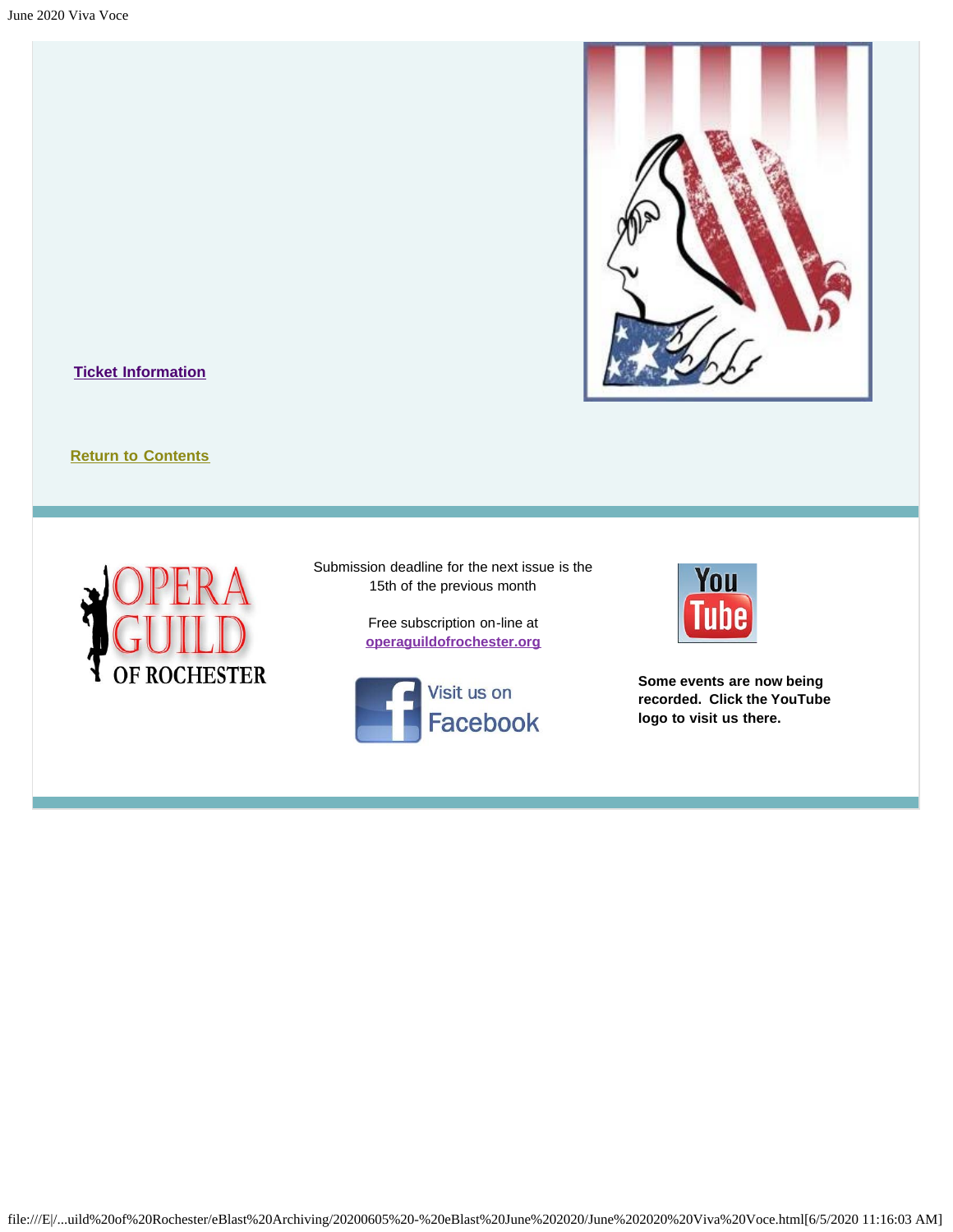Ticket Information

Return to Contents

OPERA GUILD OF ROCHESTER

Submission deadline for the next issue is the 15th of the previous month

Free subscription on-line at operaguildofrochester.org

Visit us on Facebook

Some events are now being recorded. Click the YouTube logo to visit us there.